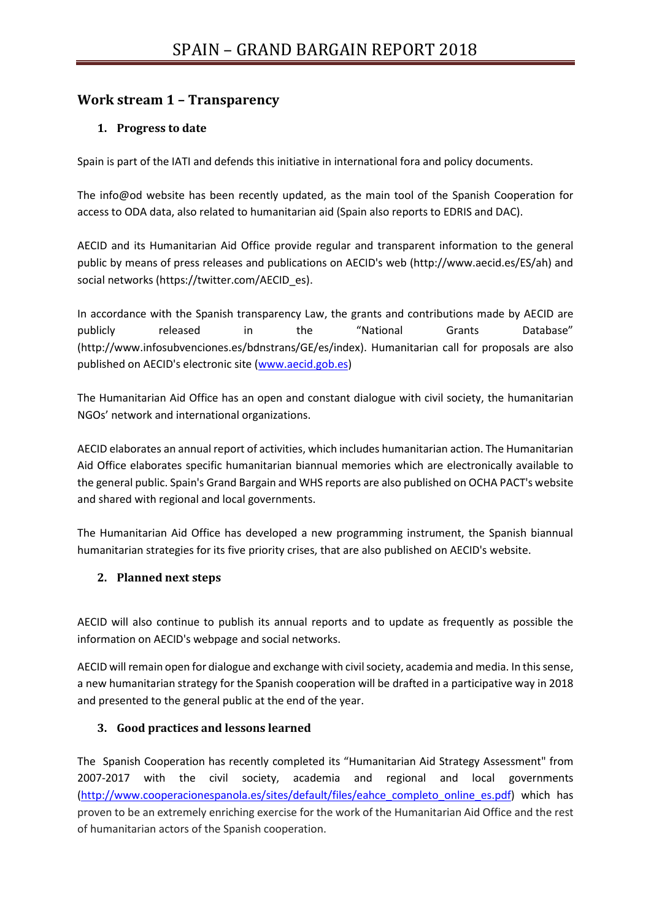# SPAIN – GRAND BARGAIN REPORT 2018

## Work stream 1 – Transparency

### 1. Progress to date

Spain is part of the IATI and defends this initiative in international fora and policy documents.

The info@od website has been recently updated, as the main tool of the Spanish Cooperation for access to ODA data, also related to humanitarian aid (Spain also reports to EDRIS and DAC).

AECID and its Humanitarian Aid Office provide regular and transparent information to the general public by means of press releases and publications on AECID's web (http://www.aecid.es/ES/ah) and social networks (https://twitter.com/AECID_es).

In accordance with the Spanish transparency Law, the grants and contributions made by AECID are publicly released in the "National Grants Database" (http://www.infosubvenciones.es/bdnstrans/GE/es/index). Humanitarian call for proposals are also published on AECID's electronic site (www.aecid.gob.es)

The Humanitarian Aid Office has an open and constant dialogue with civil society, the humanitarian NGOs' network and international organizations.

AECID elaborates an annual report of activities, which includes humanitarian action. The Humanitarian Aid Office elaborates specific humanitarian biannual memories which are electronically available to the general public. Spain's Grand Bargain and WHS reports are also published on OCHA PACT's website and shared with regional and local governments.

The Humanitarian Aid Office has developed a new programming instrument, the Spanish biannual humanitarian strategies for its five priority crises, that are also published on AECID's website.

### 2. Planned next steps

AECID will also continue to publish its annual reports and to update as frequently as possible the information on AECID's webpage and social networks.

AECID will remain open for dialogue and exchange with civil society, academia and media. In this sense, a new humanitarian strategy for the Spanish cooperation will be drafted in a participative way in 2018 and presented to the general public at the end of the year.

### 3. Good practices and lessons learned

The Spanish Cooperation has recently completed its "Humanitarian Aid Strategy Assessment" from 2007-2017 with the civil society, academia and regional and local governments (http://www.cooperacionespanola.es/sites/default/files/eahce_completo_online_es.pdf) which has proven to be an extremely enriching exercise for the work of the Humanitarian Aid Office and the rest of humanitarian actors of the Spanish cooperation.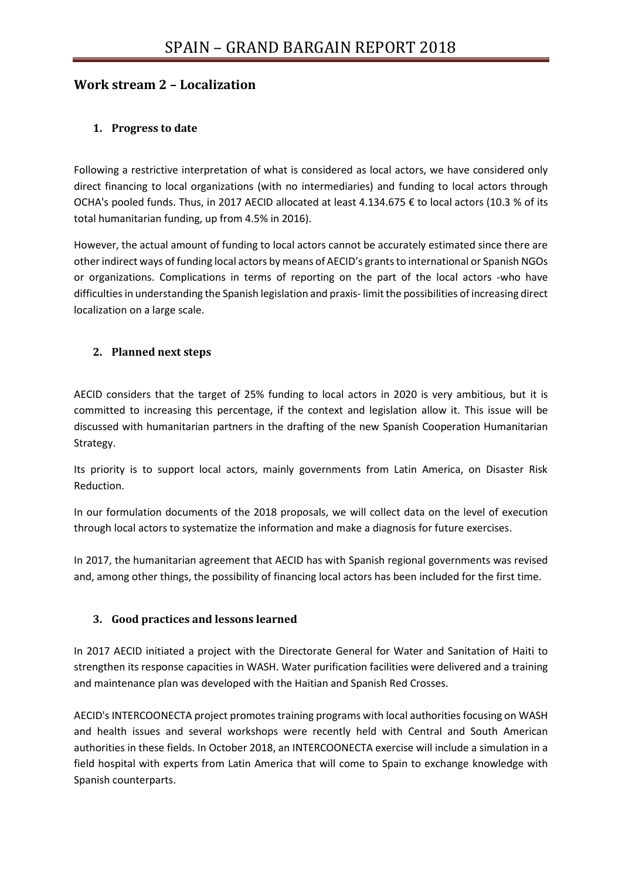## Work stream 2 – Localization

### 1. Progress to date

Following a restrictive interpretation of what is considered as local actors, we have considered only direct financing to local organizations (with no intermediaries) and funding to local actors through OCHA's pooled funds. Thus, in 2017 AECID allocated at least 4.134.675 € to local actors (10.3 % of its total humanitarian funding, up from 4.5% in 2016).

However, the actual amount of funding to local actors cannot be accurately estimated since there are other indirect ways of funding local actors by means of AECID's grants to international or Spanish NGOs or organizations. Complications in terms of reporting on the part of the local actors -who have difficulties in understanding the Spanish legislation and praxis- limit the possibilities of increasing direct localization on a large scale.

### 2. Planned next steps

AECID considers that the target of 25% funding to local actors in 2020 is very ambitious, but it is committed to increasing this percentage, if the context and legislation allow it. This issue will be discussed with humanitarian partners in the drafting of the new Spanish Cooperation Humanitarian Strategy.

Its priority is to support local actors, mainly governments from Latin America, on Disaster Risk Reduction.

In our formulation documents of the 2018 proposals, we will collect data on the level of execution through local actors to systematize the information and make a diagnosis for future exercises.

In 2017, the humanitarian agreement that AECID has with Spanish regional governments was revised and, among other things, the possibility of financing local actors has been included for the first time.

### 3. Good practices and lessons learned

In 2017 AECID initiated a project with the Directorate General for Water and Sanitation of Haiti to strengthen its response capacities in WASH. Water purification facilities were delivered and a training and maintenance plan was developed with the Haitian and Spanish Red Crosses.

AECID's INTERCOONECTA project promotes training programs with local authorities focusing on WASH and health issues and several workshops were recently held with Central and South American authorities in these fields. In October 2018, an INTERCOONECTA exercise will include a simulation in a field hospital with experts from Latin America that will come to Spain to exchange knowledge with Spanish counterparts.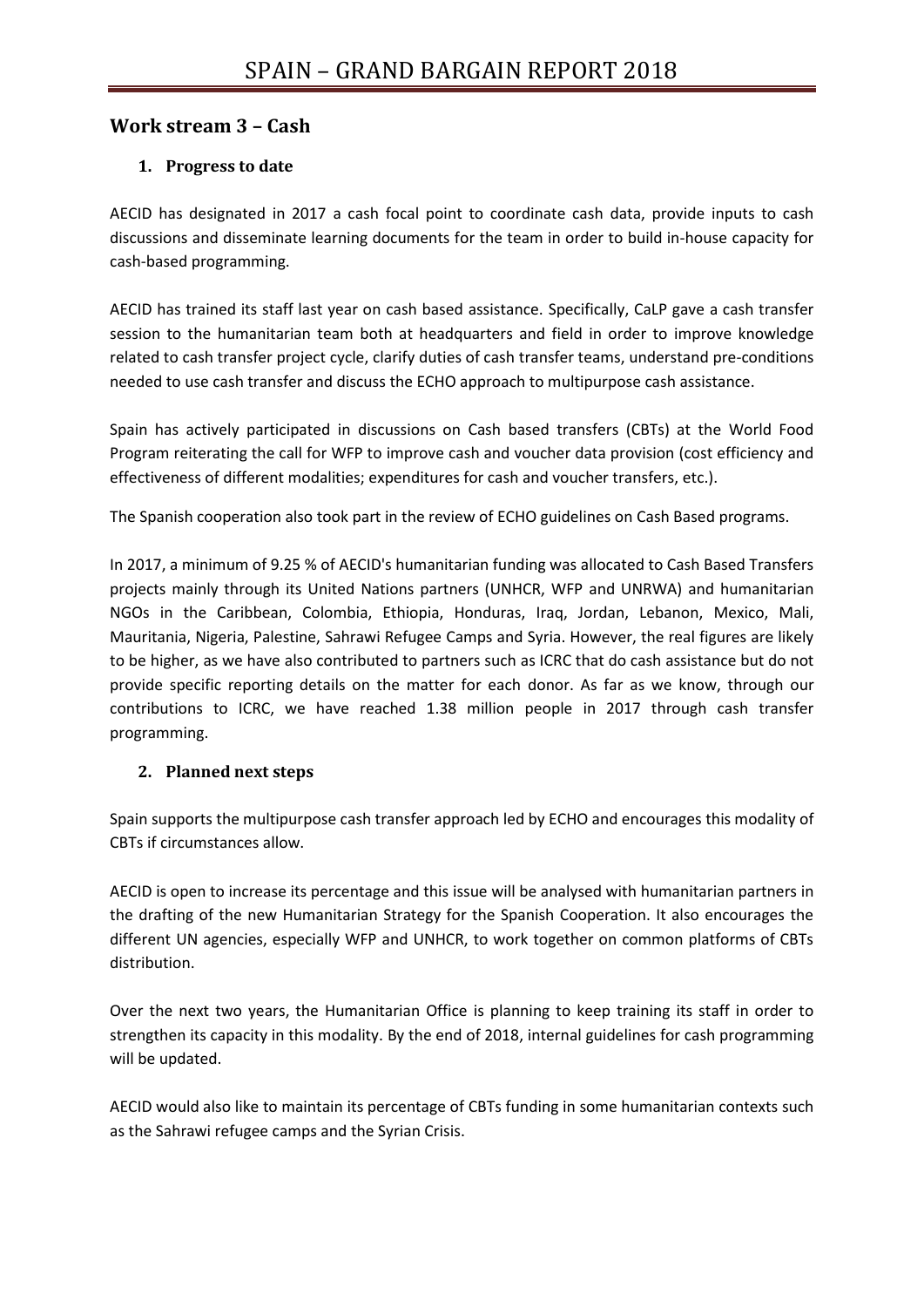## Work stream 3 – Cash

### 1. Progress to date

AECID has designated in 2017 a cash focal point to coordinate cash data, provide inputs to cash discussions and disseminate learning documents for the team in order to build in-house capacity for cash-based programming.

AECID has trained its staff last year on cash based assistance. Specifically, CaLP gave a cash transfer session to the humanitarian team both at headquarters and field in order to improve knowledge related to cash transfer project cycle, clarify duties of cash transfer teams, understand pre-conditions needed to use cash transfer and discuss the ECHO approach to multipurpose cash assistance.

Spain has actively participated in discussions on Cash based transfers (CBTs) at the World Food Program reiterating the call for WFP to improve cash and voucher data provision (cost efficiency and effectiveness of different modalities; expenditures for cash and voucher transfers, etc.).

The Spanish cooperation also took part in the review of ECHO guidelines on Cash Based programs.

In 2017, a minimum of 9.25 % of AECID's humanitarian funding was allocated to Cash Based Transfers projects mainly through its United Nations partners (UNHCR, WFP and UNRWA) and humanitarian NGOs in the Caribbean, Colombia, Ethiopia, Honduras, Iraq, Jordan, Lebanon, Mexico, Mali, Mauritania, Nigeria, Palestine, Sahrawi Refugee Camps and Syria. However, the real figures are likely to be higher, as we have also contributed to partners such as ICRC that do cash assistance but do not provide specific reporting details on the matter for each donor. As far as we know, through our contributions to ICRC, we have reached 1.38 million people in 2017 through cash transfer programming.

### 2. Planned next steps

Spain supports the multipurpose cash transfer approach led by ECHO and encourages this modality of CBTs if circumstances allow.

AECID is open to increase its percentage and this issue will be analysed with humanitarian partners in the drafting of the new Humanitarian Strategy for the Spanish Cooperation. It also encourages the different UN agencies, especially WFP and UNHCR, to work together on common platforms of CBTs distribution.

Over the next two years, the Humanitarian Office is planning to keep training its staff in order to strengthen its capacity in this modality. By the end of 2018, internal guidelines for cash programming will be updated.

AECID would also like to maintain its percentage of CBTs funding in some humanitarian contexts such as the Sahrawi refugee camps and the Syrian Crisis.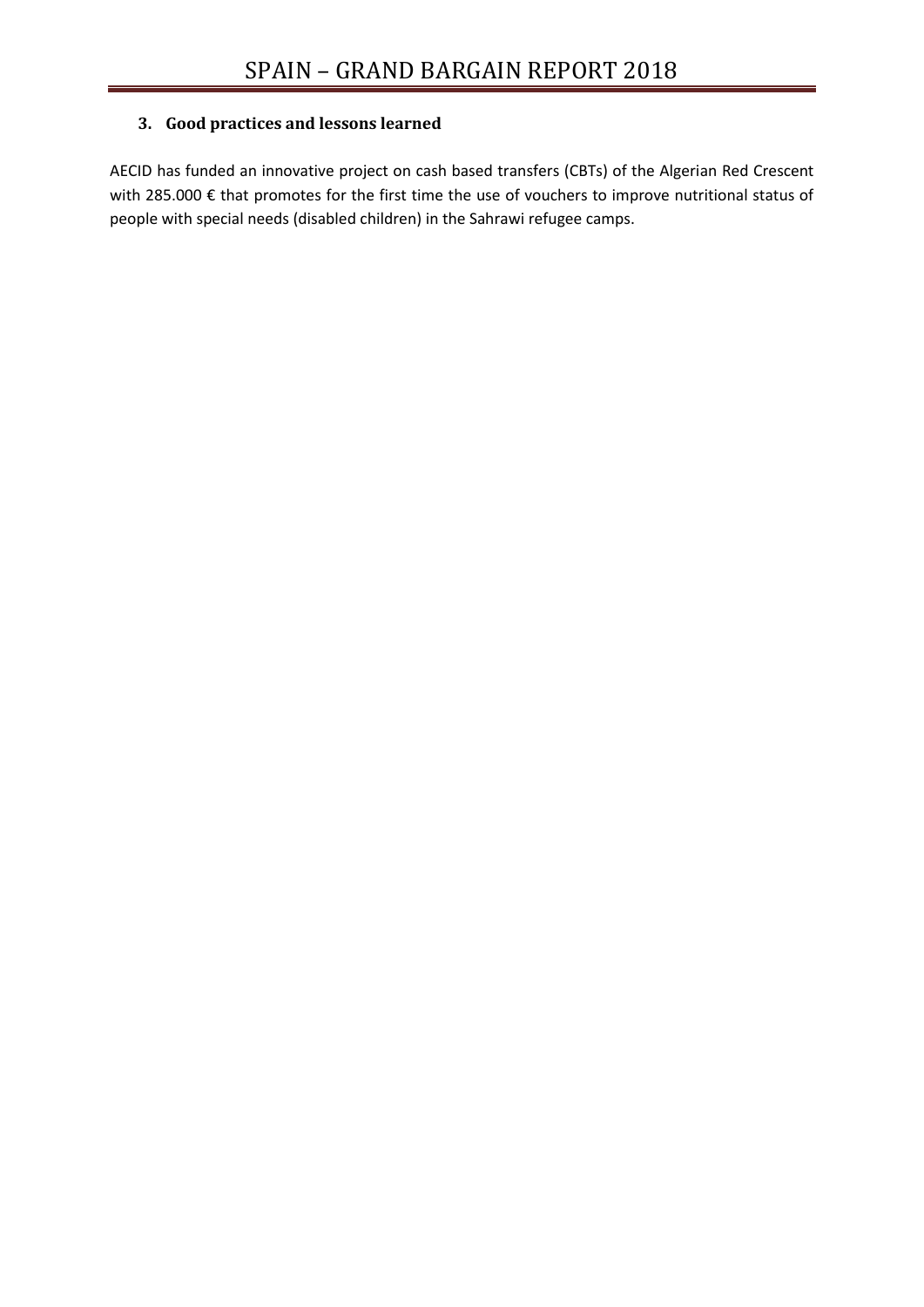### 3. Good practices and lessons learned

AECID has funded an innovative project on cash based transfers (CBTs) of the Algerian Red Crescent with 285.000 € that promotes for the first time the use of vouchers to improve nutritional status of people with special needs (disabled children) in the Sahrawi refugee camps.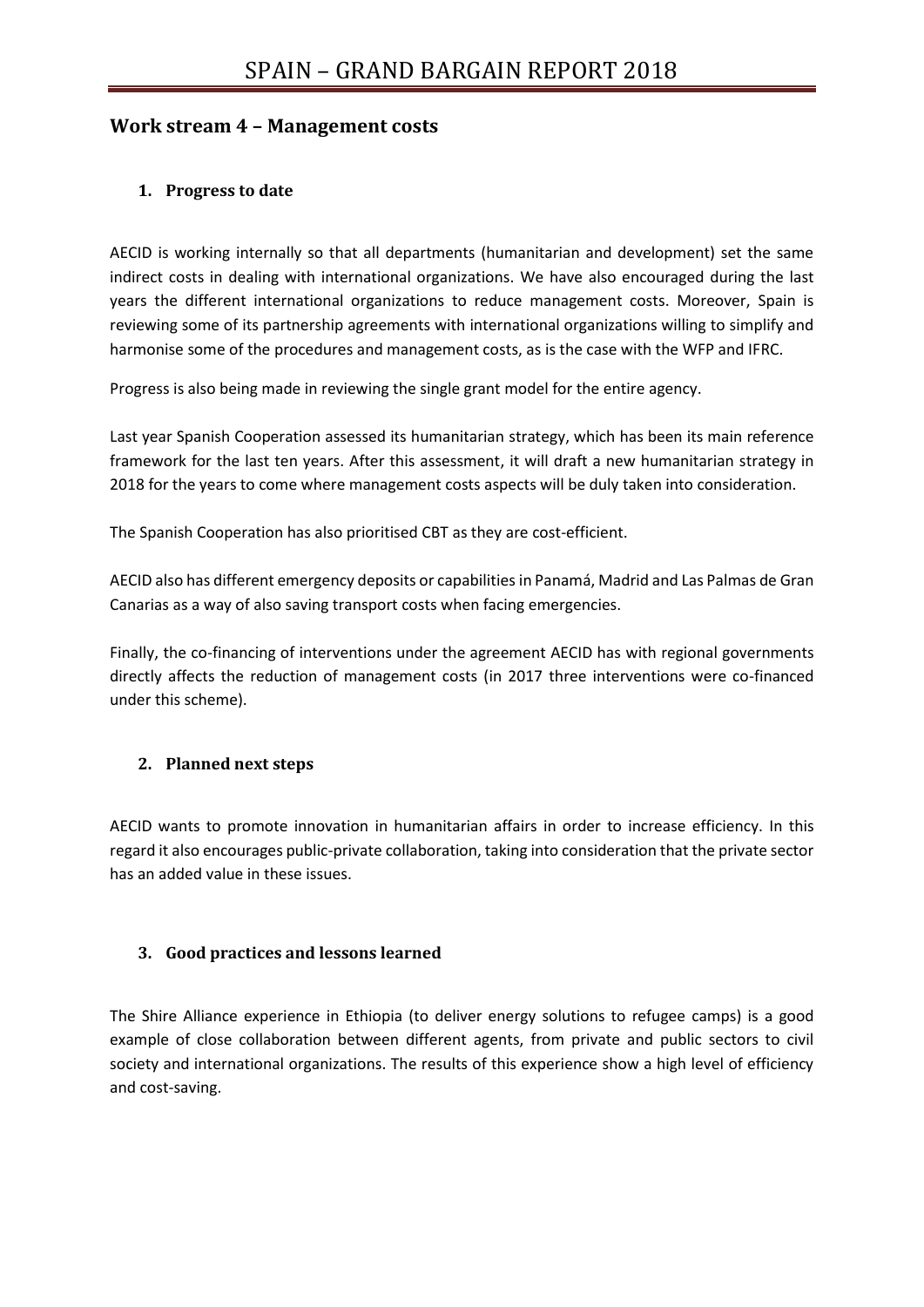## Work stream 4 – Management costs

### 1. Progress to date

AECID is working internally so that all departments (humanitarian and development) set the same indirect costs in dealing with international organizations. We have also encouraged during the last years the different international organizations to reduce management costs. Moreover, Spain is reviewing some of its partnership agreements with international organizations willing to simplify and harmonise some of the procedures and management costs, as is the case with the WFP and IFRC.

Progress is also being made in reviewing the single grant model for the entire agency.

Last year Spanish Cooperation assessed its humanitarian strategy, which has been its main reference framework for the last ten years. After this assessment, it will draft a new humanitarian strategy in 2018 for the years to come where management costs aspects will be duly taken into consideration.

The Spanish Cooperation has also prioritised CBT as they are cost-efficient.

AECID also has different emergency deposits or capabilities in Panamá, Madrid and Las Palmas de Gran Canarias as a way of also saving transport costs when facing emergencies.

Finally, the co-financing of interventions under the agreement AECID has with regional governments directly affects the reduction of management costs (in 2017 three interventions were co-financed under this scheme).

### 2. Planned next steps

AECID wants to promote innovation in humanitarian affairs in order to increase efficiency. In this regard it also encourages public-private collaboration, taking into consideration that the private sector has an added value in these issues.

### 3. Good practices and lessons learned

The Shire Alliance experience in Ethiopia (to deliver energy solutions to refugee camps) is a good example of close collaboration between different agents, from private and public sectors to civil society and international organizations. The results of this experience show a high level of efficiency and cost-saving.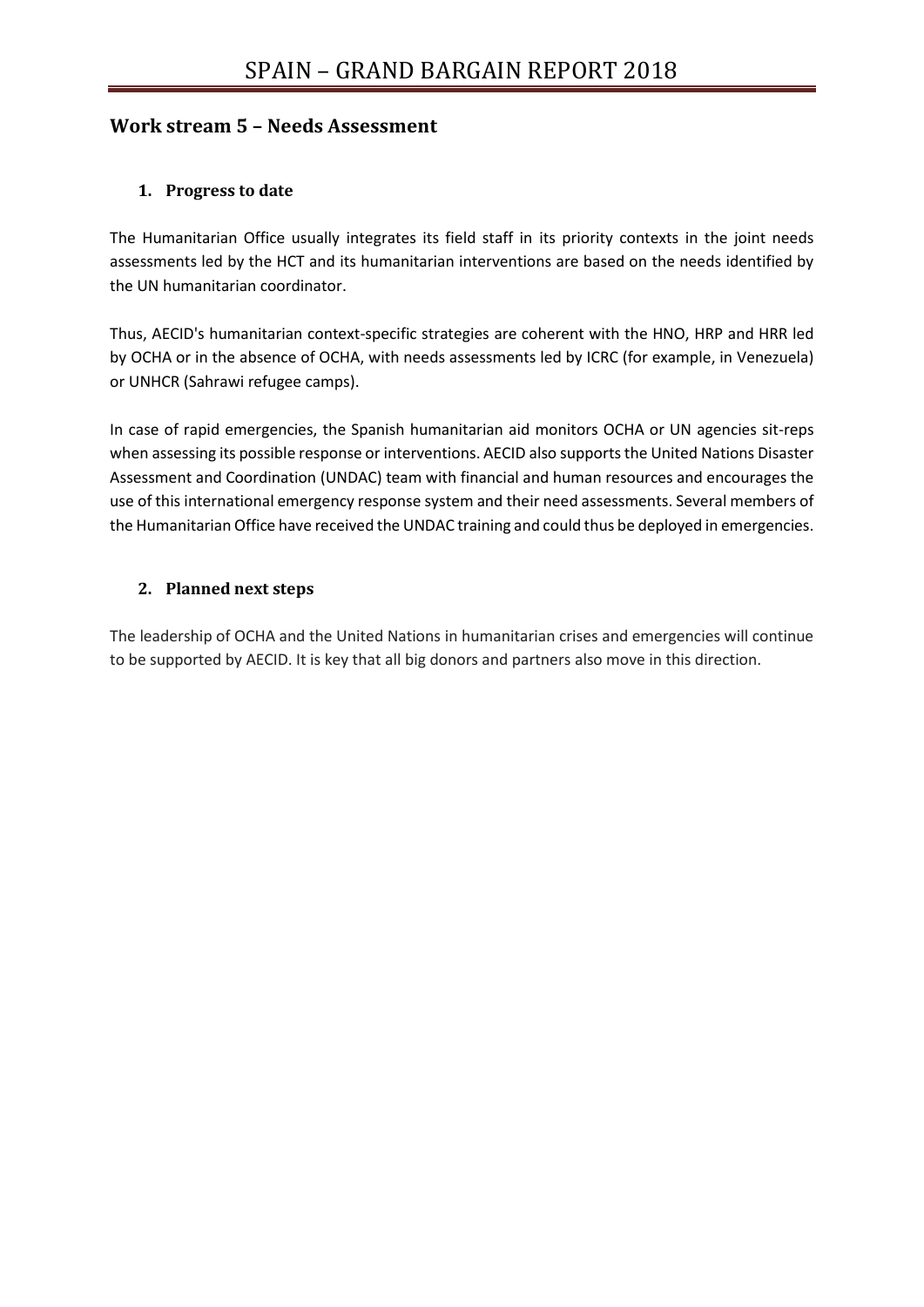## Work stream 5 – Needs Assessment

### 1. Progress to date

The Humanitarian Office usually integrates its field staff in its priority contexts in the joint needs assessments led by the HCT and its humanitarian interventions are based on the needs identified by the UN humanitarian coordinator.

Thus, AECID's humanitarian context-specific strategies are coherent with the HNO, HRP and HRR led by OCHA or in the absence of OCHA, with needs assessments led by ICRC (for example, in Venezuela) or UNHCR (Sahrawi refugee camps).

In case of rapid emergencies, the Spanish humanitarian aid monitors OCHA or UN agencies sit-reps when assessing its possible response or interventions. AECID also supports the United Nations Disaster Assessment and Coordination (UNDAC) team with financial and human resources and encourages the use of this international emergency response system and their need assessments. Several members of the Humanitarian Office have received the UNDAC training and could thus be deployed in emergencies.

### 2. Planned next steps

The leadership of OCHA and the United Nations in humanitarian crises and emergencies will continue to be supported by AECID. It is key that all big donors and partners also move in this direction.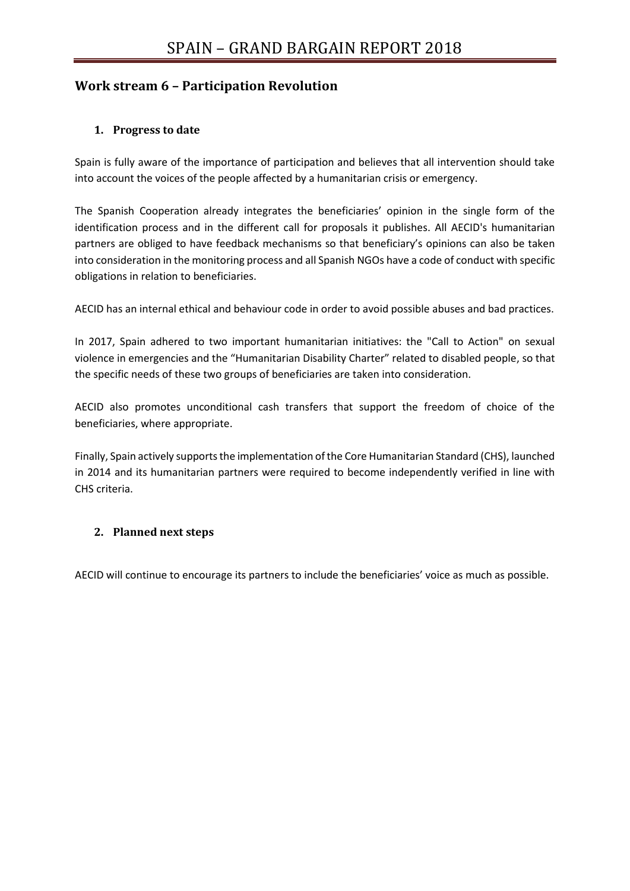## Work stream 6 – Participation Revolution

### 1. Progress to date

Spain is fully aware of the importance of participation and believes that all intervention should take into account the voices of the people affected by a humanitarian crisis or emergency.

The Spanish Cooperation already integrates the beneficiaries' opinion in the single form of the identification process and in the different call for proposals it publishes. All AECID's humanitarian partners are obliged to have feedback mechanisms so that beneficiary's opinions can also be taken into consideration in the monitoring process and all Spanish NGOs have a code of conduct with specific obligations in relation to beneficiaries.

AECID has an internal ethical and behaviour code in order to avoid possible abuses and bad practices.

In 2017, Spain adhered to two important humanitarian initiatives: the "Call to Action" on sexual violence in emergencies and the "Humanitarian Disability Charter" related to disabled people, so that the specific needs of these two groups of beneficiaries are taken into consideration.

AECID also promotes unconditional cash transfers that support the freedom of choice of the beneficiaries, where appropriate.

Finally, Spain actively supports the implementation of the Core Humanitarian Standard (CHS), launched in 2014 and its humanitarian partners were required to become independently verified in line with CHS criteria.

### 2. Planned next steps

AECID will continue to encourage its partners to include the beneficiaries' voice as much as possible.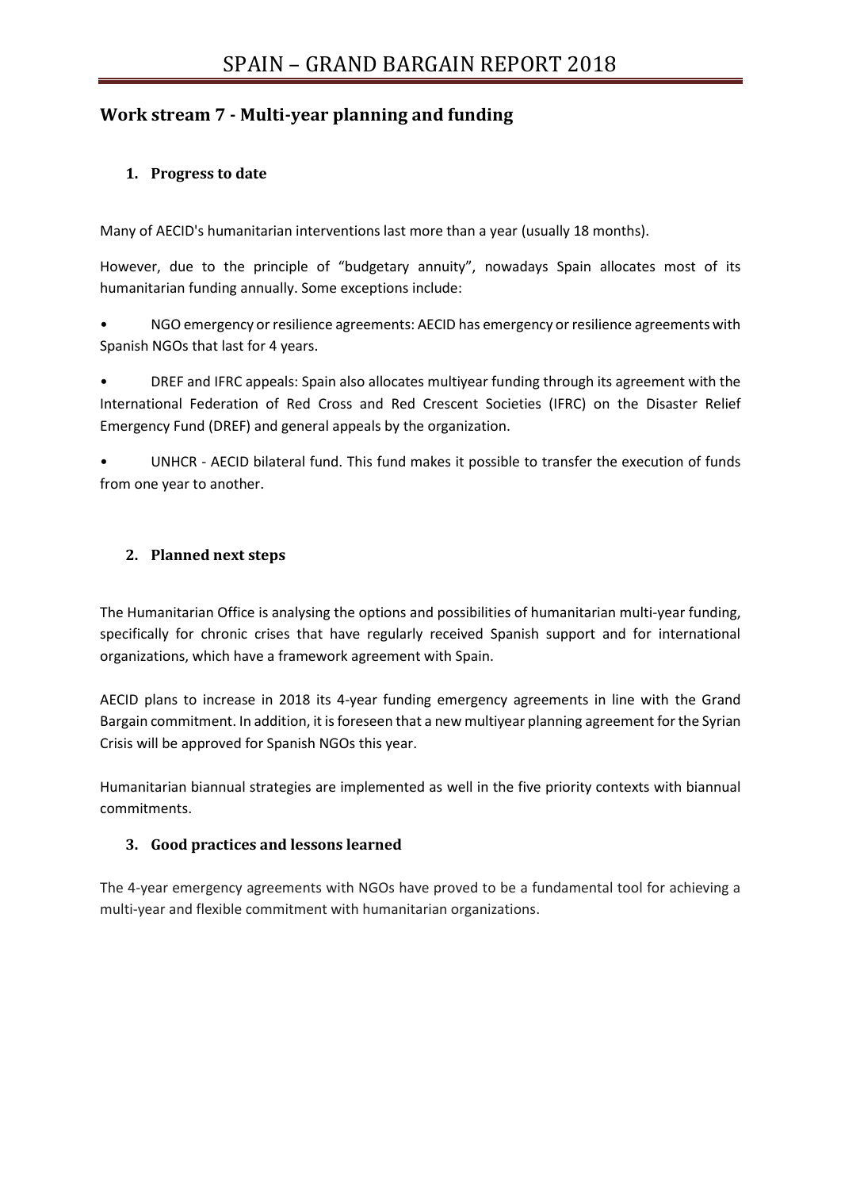## Work stream 7 - Multi-year planning and funding

### 1. Progress to date

Many of AECID's humanitarian interventions last more than a year (usually 18 months).

However, due to the principle of "budgetary annuity", nowadays Spain allocates most of its humanitarian funding annually. Some exceptions include:

- NGO emergency or resilience agreements: AECID has emergency or resilience agreements with Spanish NGOs that last for 4 years.
- DREF and IFRC appeals: Spain also allocates multiyear funding through its agreement with the International Federation of Red Cross and Red Crescent Societies (IFRC) on the Disaster Relief Emergency Fund (DREF) and general appeals by the organization.
- UNHCR - AECID bilateral fund. This fund makes it possible to transfer the execution of funds from one year to another.

### 2. Planned next steps

The Humanitarian Office is analysing the options and possibilities of humanitarian multi-year funding, specifically for chronic crises that have regularly received Spanish support and for international organizations, which have a framework agreement with Spain.

AECID plans to increase in 2018 its 4-year funding emergency agreements in line with the Grand Bargain commitment. In addition, it is foreseen that a new multiyear planning agreement for the Syrian Crisis will be approved for Spanish NGOs this year.

Humanitarian biannual strategies are implemented as well in the five priority contexts with biannual commitments.

### 3. Good practices and lessons learned

The 4-year emergency agreements with NGOs have proved to be a fundamental tool for achieving a multi-year and flexible commitment with humanitarian organizations.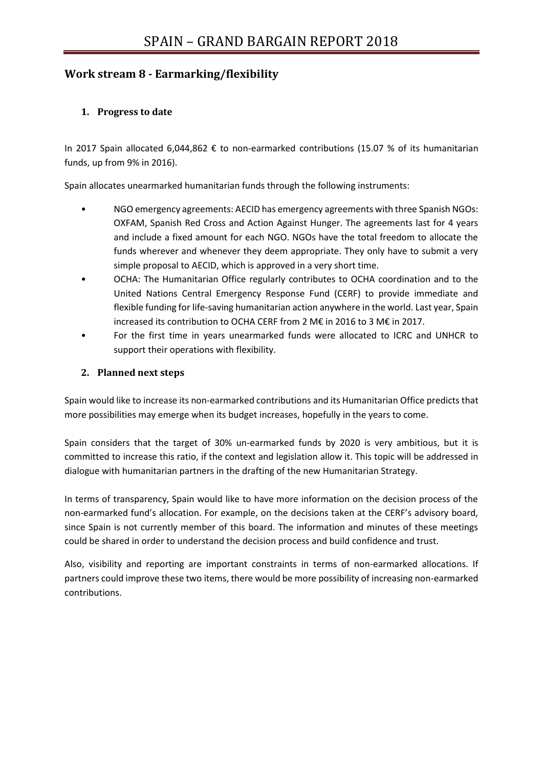## Work stream 8 - Earmarking/flexibility

### 1. Progress to date

In 2017 Spain allocated 6,044,862 € to non-earmarked contributions (15.07 % of its humanitarian funds, up from 9% in 2016).

Spain allocates unearmarked humanitarian funds through the following instruments:

- NGO emergency agreements: AECID has emergency agreements with three Spanish NGOs: OXFAM, Spanish Red Cross and Action Against Hunger. The agreements last for 4 years and include a fixed amount for each NGO. NGOs have the total freedom to allocate the funds wherever and whenever they deem appropriate. They only have to submit a very simple proposal to AECID, which is approved in a very short time.
- OCHA: The Humanitarian Office regularly contributes to OCHA coordination and to the United Nations Central Emergency Response Fund (CERF) to provide immediate and flexible funding for life-saving humanitarian action anywhere in the world. Last year, Spain increased its contribution to OCHA CERF from 2 M€ in 2016 to 3 M€ in 2017.
- For the first time in years unearmarked funds were allocated to ICRC and UNHCR to support their operations with flexibility.

### 2. Planned next steps

Spain would like to increase its non-earmarked contributions and its Humanitarian Office predicts that more possibilities may emerge when its budget increases, hopefully in the years to come.

Spain considers that the target of 30% un-earmarked funds by 2020 is very ambitious, but it is committed to increase this ratio, if the context and legislation allow it. This topic will be addressed in dialogue with humanitarian partners in the drafting of the new Humanitarian Strategy.

In terms of transparency, Spain would like to have more information on the decision process of the non-earmarked fund's allocation. For example, on the decisions taken at the CERF's advisory board, since Spain is not currently member of this board. The information and minutes of these meetings could be shared in order to understand the decision process and build confidence and trust.

Also, visibility and reporting are important constraints in terms of non-earmarked allocations. If partners could improve these two items, there would be more possibility of increasing non-earmarked contributions.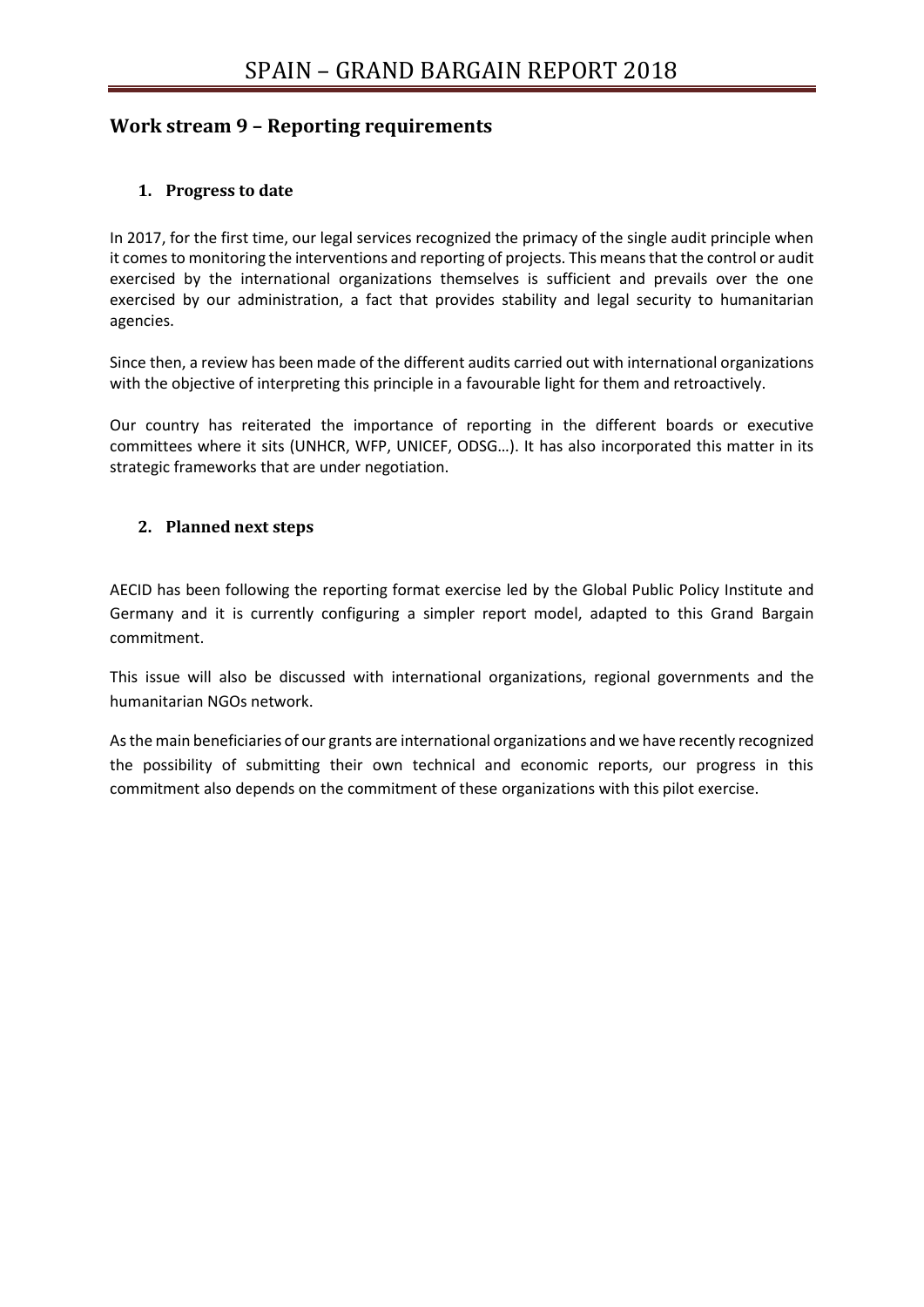## Work stream 9 – Reporting requirements

### 1. Progress to date

In 2017, for the first time, our legal services recognized the primacy of the single audit principle when it comes to monitoring the interventions and reporting of projects. This means that the control or audit exercised by the international organizations themselves is sufficient and prevails over the one exercised by our administration, a fact that provides stability and legal security to humanitarian agencies.

Since then, a review has been made of the different audits carried out with international organizations with the objective of interpreting this principle in a favourable light for them and retroactively.

Our country has reiterated the importance of reporting in the different boards or executive committees where it sits (UNHCR, WFP, UNICEF, ODSG…). It has also incorporated this matter in its strategic frameworks that are under negotiation.

### 2. Planned next steps

AECID has been following the reporting format exercise led by the Global Public Policy Institute and Germany and it is currently configuring a simpler report model, adapted to this Grand Bargain commitment.

This issue will also be discussed with international organizations, regional governments and the humanitarian NGOs network.

As the main beneficiaries of our grants are international organizations and we have recently recognized the possibility of submitting their own technical and economic reports, our progress in this commitment also depends on the commitment of these organizations with this pilot exercise.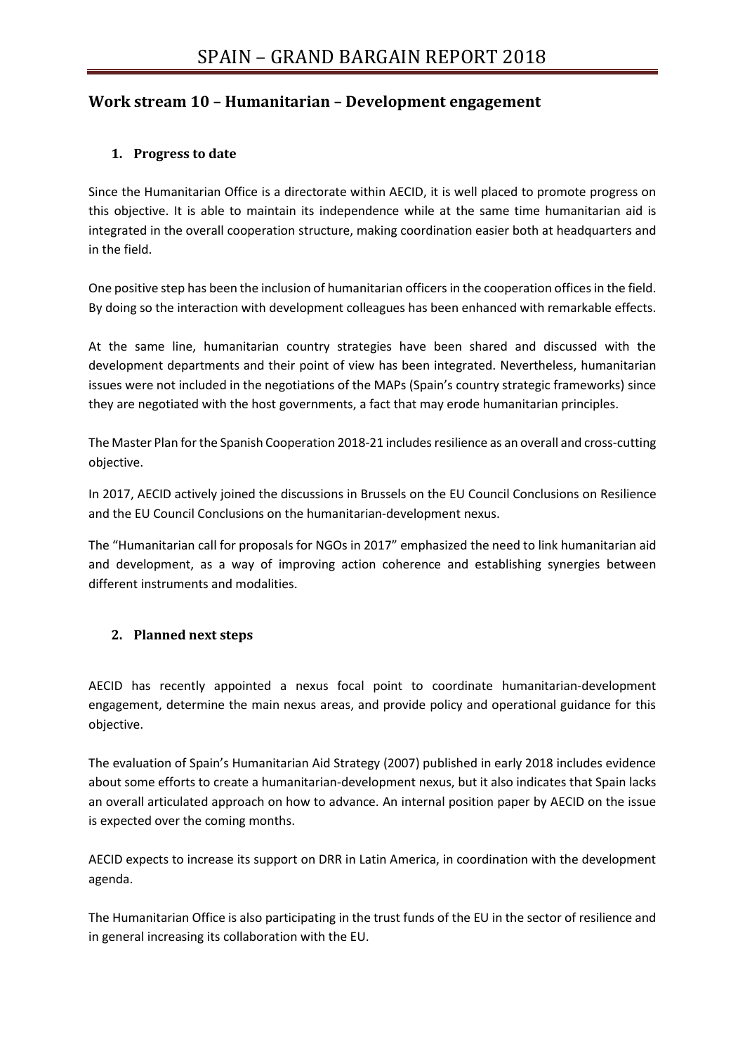## Work stream 10 – Humanitarian – Development engagement

### 1. Progress to date

Since the Humanitarian Office is a directorate within AECID, it is well placed to promote progress on this objective. It is able to maintain its independence while at the same time humanitarian aid is integrated in the overall cooperation structure, making coordination easier both at headquarters and in the field.

One positive step has been the inclusion of humanitarian officers in the cooperation offices in the field. By doing so the interaction with development colleagues has been enhanced with remarkable effects.

At the same line, humanitarian country strategies have been shared and discussed with the development departments and their point of view has been integrated. Nevertheless, humanitarian issues were not included in the negotiations of the MAPs (Spain's country strategic frameworks) since they are negotiated with the host governments, a fact that may erode humanitarian principles.

The Master Plan for the Spanish Cooperation 2018-21 includes resilience as an overall and cross-cutting objective.

In 2017, AECID actively joined the discussions in Brussels on the EU Council Conclusions on Resilience and the EU Council Conclusions on the humanitarian-development nexus.

The "Humanitarian call for proposals for NGOs in 2017" emphasized the need to link humanitarian aid and development, as a way of improving action coherence and establishing synergies between different instruments and modalities.

### 2. Planned next steps

AECID has recently appointed a nexus focal point to coordinate humanitarian-development engagement, determine the main nexus areas, and provide policy and operational guidance for this objective.

The evaluation of Spain's Humanitarian Aid Strategy (2007) published in early 2018 includes evidence about some efforts to create a humanitarian-development nexus, but it also indicates that Spain lacks an overall articulated approach on how to advance. An internal position paper by AECID on the issue is expected over the coming months.

AECID expects to increase its support on DRR in Latin America, in coordination with the development agenda.

The Humanitarian Office is also participating in the trust funds of the EU in the sector of resilience and in general increasing its collaboration with the EU.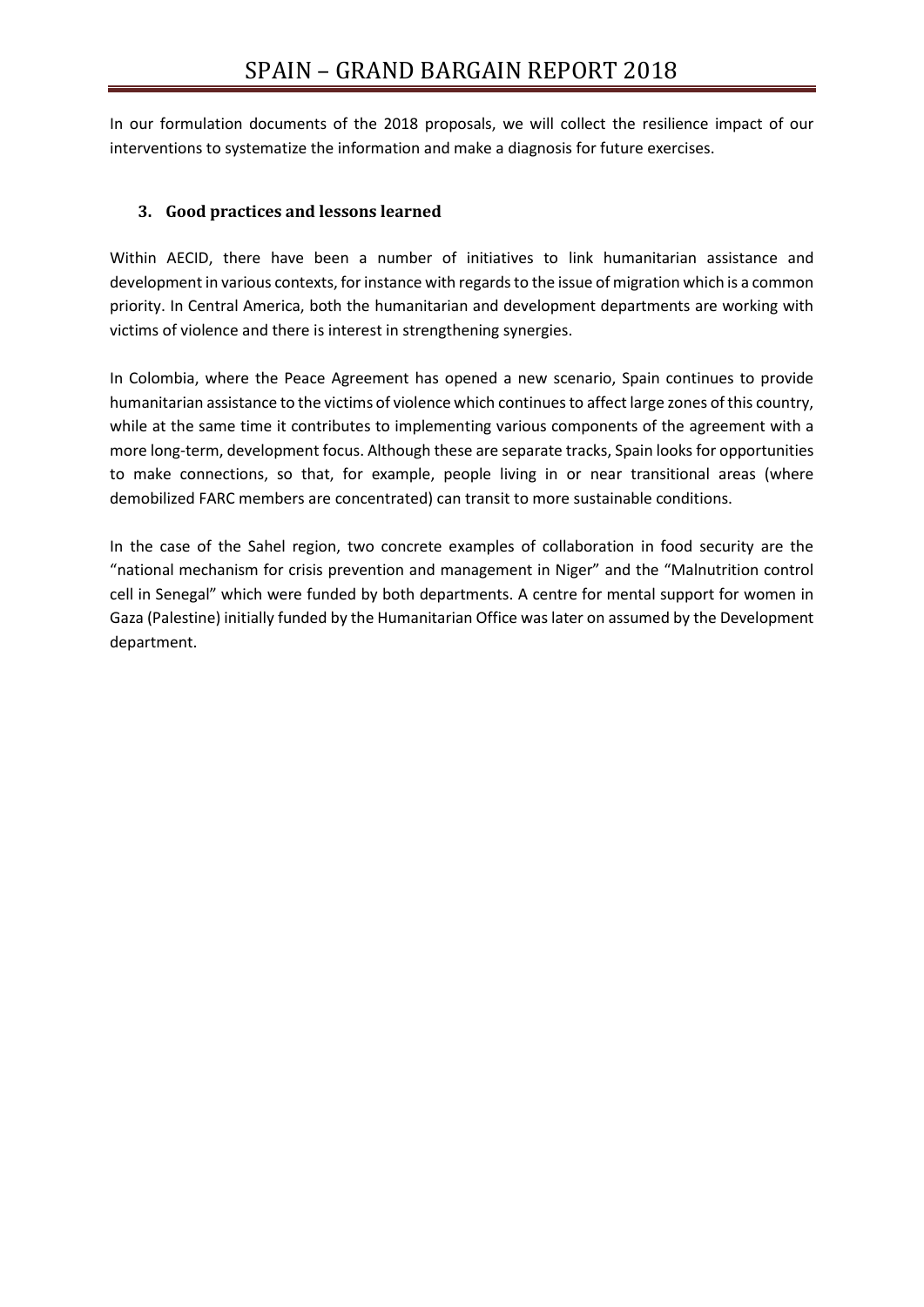In our formulation documents of the 2018 proposals, we will collect the resilience impact of our interventions to systematize the information and make a diagnosis for future exercises.

### 3. Good practices and lessons learned

Within AECID, there have been a number of initiatives to link humanitarian assistance and development in various contexts, for instance with regards to the issue of migration which is a common priority. In Central America, both the humanitarian and development departments are working with victims of violence and there is interest in strengthening synergies.

In Colombia, where the Peace Agreement has opened a new scenario, Spain continues to provide humanitarian assistance to the victims of violence which continues to affect large zones of this country, while at the same time it contributes to implementing various components of the agreement with a more long-term, development focus. Although these are separate tracks, Spain looks for opportunities to make connections, so that, for example, people living in or near transitional areas (where demobilized FARC members are concentrated) can transit to more sustainable conditions.

In the case of the Sahel region, two concrete examples of collaboration in food security are the "national mechanism for crisis prevention and management in Niger" and the "Malnutrition control cell in Senegal" which were funded by both departments. A centre for mental support for women in Gaza (Palestine) initially funded by the Humanitarian Office was later on assumed by the Development department.